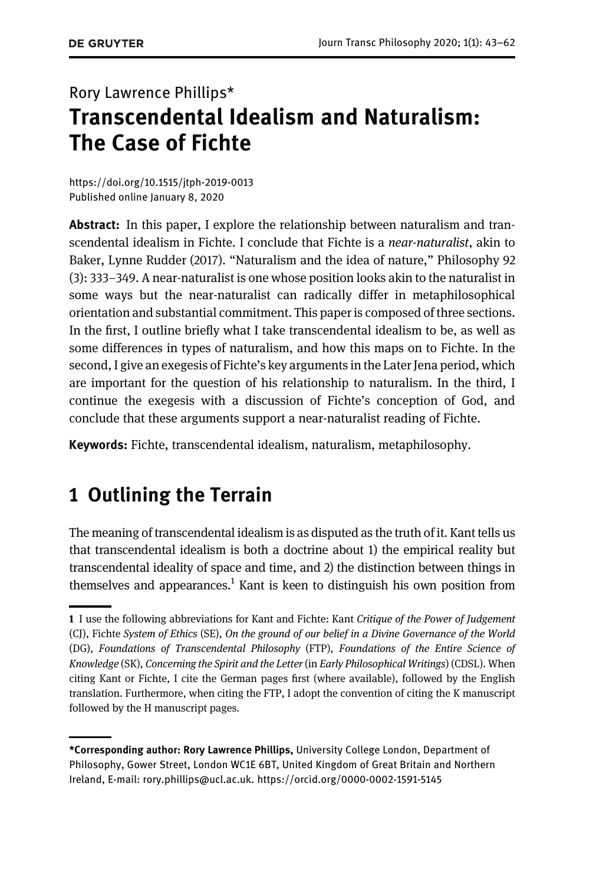Rory Lawrence Phillips*

# Transcendental Idealism and Naturalism: The Case of Fichte

https://doi.org/10.1515/jtph-2019-0013
Published online January 8, 2020

**Abstract:** In this paper, I explore the relationship between naturalism and transcendental idealism in Fichte. I conclude that Fichte is a *near-naturalist*, akin to Baker, Lynne Rudder (2017). "Naturalism and the idea of nature," Philosophy 92 (3): 333–349. A near-naturalist is one whose position looks akin to the naturalist in some ways but the near-naturalist can radically differ in metaphilosophical orientation and substantial commitment. This paper is composed of three sections. In the first, I outline briefly what I take transcendental idealism to be, as well as some differences in types of naturalism, and how this maps on to Fichte. In the second, I give an exegesis of Fichte's key arguments in the Later Jena period, which are important for the question of his relationship to naturalism. In the third, I continue the exegesis with a discussion of Fichte's conception of God, and conclude that these arguments support a near-naturalist reading of Fichte.

**Keywords:** Fichte, transcendental idealism, naturalism, metaphilosophy.

## 1 Outlining the Terrain

The meaning of transcendental idealism is as disputed as the truth of it. Kant tells us that transcendental idealism is both a doctrine about 1) the empirical reality but transcendental ideality of space and time, and 2) the distinction between things in themselves and appearances.[1] Kant is keen to distinguish his own position from

---

1 I use the following abbreviations for Kant and Fichte: Kant *Critique of the Power of Judgement* (CJ), Fichte *System of Ethics* (SE), *On the ground of our belief in a Divine Governance of the World* (DG), *Foundations of Transcendental Philosophy* (FTP), *Foundations of the Entire Science of Knowledge* (SK), *Concerning the Spirit and the Letter* (in *Early Philosophical Writings*) (CDSL). When citing Kant or Fichte, I cite the German pages first (where available), followed by the English translation. Furthermore, when citing the FTP, I adopt the convention of citing the K manuscript followed by the H manuscript pages.

---

***Corresponding author: Rory Lawrence Phillips,** University College London, Department of Philosophy, Gower Street, London WC1E 6BT, United Kingdom of Great Britain and Northern Ireland, E-mail: rory.phillips@ucl.ac.uk. https://orcid.org/0000-0002-1591-5145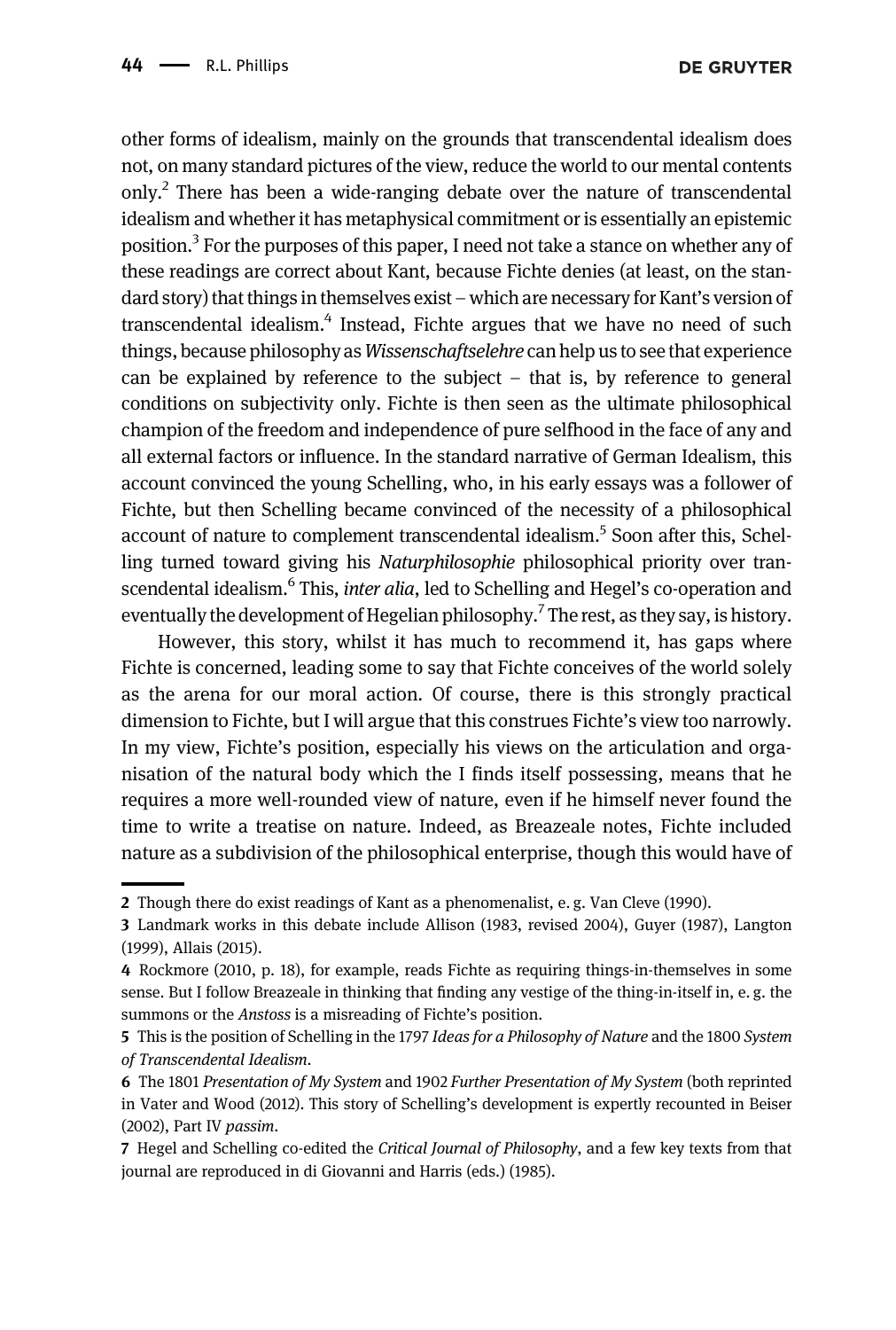other forms of idealism, mainly on the grounds that transcendental idealism does not, on many standard pictures of the view, reduce the world to our mental contents only.[2] There has been a wide-ranging debate over the nature of transcendental idealism and whether it has metaphysical commitment or is essentially an epistemic position.[3] For the purposes of this paper, I need not take a stance on whether any of these readings are correct about Kant, because Fichte denies (at least, on the standard story) that things in themselves exist – which are necessary for Kant's version of transcendental idealism.[4] Instead, Fichte argues that we have no need of such things, because philosophy as *Wissenschaftselehre* can help us to see that experience can be explained by reference to the subject – that is, by reference to general conditions on subjectivity only. Fichte is then seen as the ultimate philosophical champion of the freedom and independence of pure selfhood in the face of any and all external factors or influence. In the standard narrative of German Idealism, this account convinced the young Schelling, who, in his early essays was a follower of Fichte, but then Schelling became convinced of the necessity of a philosophical account of nature to complement transcendental idealism.[5] Soon after this, Schelling turned toward giving his *Naturphilosophie* philosophical priority over transcendental idealism.[6] This, *inter alia*, led to Schelling and Hegel's co-operation and eventually the development of Hegelian philosophy.[7] The rest, as they say, is history.

However, this story, whilst it has much to recommend it, has gaps where Fichte is concerned, leading some to say that Fichte conceives of the world solely as the arena for our moral action. Of course, there is this strongly practical dimension to Fichte, but I will argue that this construes Fichte's view too narrowly. In my view, Fichte's position, especially his views on the articulation and organisation of the natural body which the I finds itself possessing, means that he requires a more well-rounded view of nature, even if he himself never found the time to write a treatise on nature. Indeed, as Breazeale notes, Fichte included nature as a subdivision of the philosophical enterprise, though this would have of

---

2 Though there do exist readings of Kant as a phenomenalist, e. g. Van Cleve (1990).

3 Landmark works in this debate include Allison (1983, revised 2004), Guyer (1987), Langton (1999), Allais (2015).

4 Rockmore (2010, p. 18), for example, reads Fichte as requiring things-in-themselves in some sense. But I follow Breazeale in thinking that finding any vestige of the thing-in-itself in, e. g. the summons or the *Anstoss* is a misreading of Fichte's position.

5 This is the position of Schelling in the 1797 *Ideas for a Philosophy of Nature* and the 1800 *System of Transcendental Idealism*.

6 The 1801 *Presentation of My System* and 1902 *Further Presentation of My System* (both reprinted in Vater and Wood (2012). This story of Schelling's development is expertly recounted in Beiser (2002), Part IV *passim*.

7 Hegel and Schelling co-edited the *Critical Journal of Philosophy*, and a few key texts from that journal are reproduced in di Giovanni and Harris (eds.) (1985).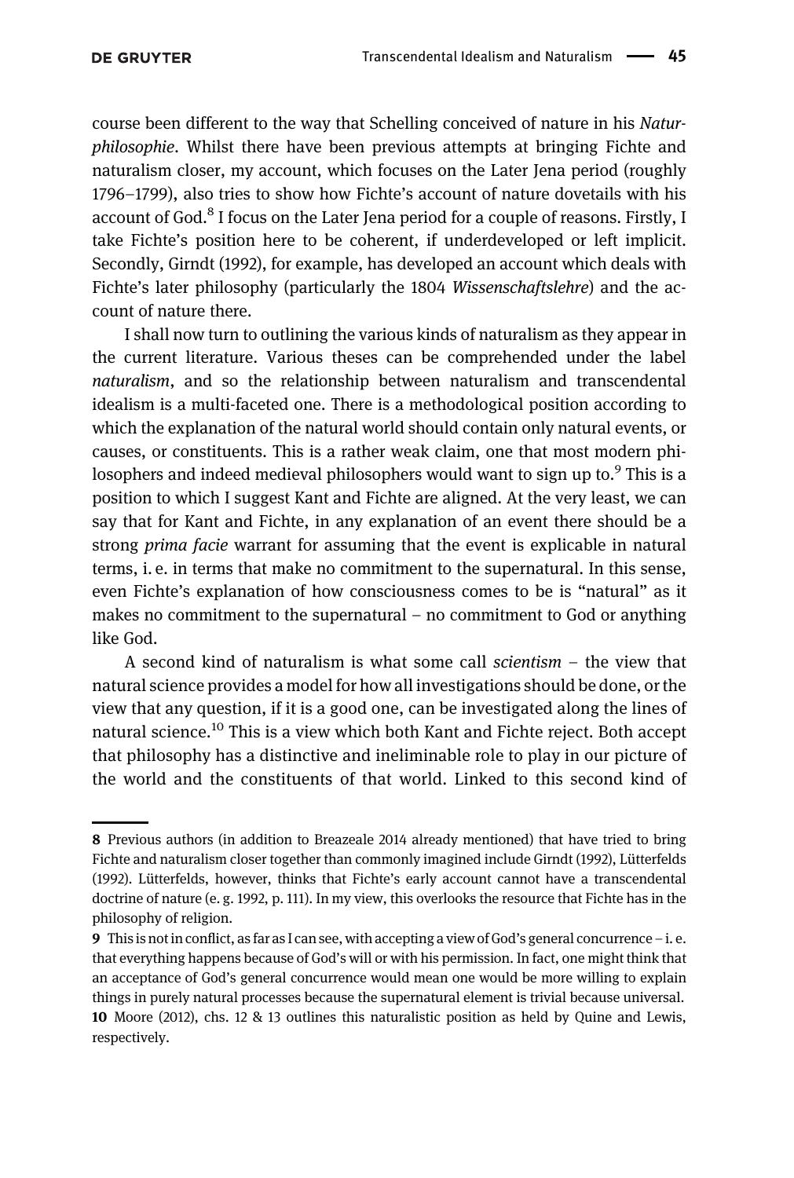course been different to the way that Schelling conceived of nature in his *Naturphilosophie*. Whilst there have been previous attempts at bringing Fichte and naturalism closer, my account, which focuses on the Later Jena period (roughly 1796–1799), also tries to show how Fichte's account of nature dovetails with his account of God.[8] I focus on the Later Jena period for a couple of reasons. Firstly, I take Fichte's position here to be coherent, if underdeveloped or left implicit. Secondly, Girndt (1992), for example, has developed an account which deals with Fichte's later philosophy (particularly the 1804 *Wissenschaftslehre*) and the account of nature there.

I shall now turn to outlining the various kinds of naturalism as they appear in the current literature. Various theses can be comprehended under the label *naturalism*, and so the relationship between naturalism and transcendental idealism is a multi-faceted one. There is a methodological position according to which the explanation of the natural world should contain only natural events, or causes, or constituents. This is a rather weak claim, one that most modern philosophers and indeed medieval philosophers would want to sign up to.[9] This is a position to which I suggest Kant and Fichte are aligned. At the very least, we can say that for Kant and Fichte, in any explanation of an event there should be a strong *prima facie* warrant for assuming that the event is explicable in natural terms, i. e. in terms that make no commitment to the supernatural. In this sense, even Fichte's explanation of how consciousness comes to be is "natural" as it makes no commitment to the supernatural – no commitment to God or anything like God.

A second kind of naturalism is what some call *scientism* – the view that natural science provides a model for how all investigations should be done, or the view that any question, if it is a good one, can be investigated along the lines of natural science.[10] This is a view which both Kant and Fichte reject. Both accept that philosophy has a distinctive and ineliminable role to play in our picture of the world and the constituents of that world. Linked to this second kind of

---

**8** Previous authors (in addition to Breazeale 2014 already mentioned) that have tried to bring Fichte and naturalism closer together than commonly imagined include Girndt (1992), Lütterfelds (1992). Lütterfelds, however, thinks that Fichte's early account cannot have a transcendental doctrine of nature (e. g. 1992, p. 111). In my view, this overlooks the resource that Fichte has in the philosophy of religion.

**9** This is not in conflict, as far as I can see, with accepting a view of God's general concurrence – i. e. that everything happens because of God's will or with his permission. In fact, one might think that an acceptance of God's general concurrence would mean one would be more willing to explain things in purely natural processes because the supernatural element is trivial because universal.

**10** Moore (2012), chs. 12 & 13 outlines this naturalistic position as held by Quine and Lewis, respectively.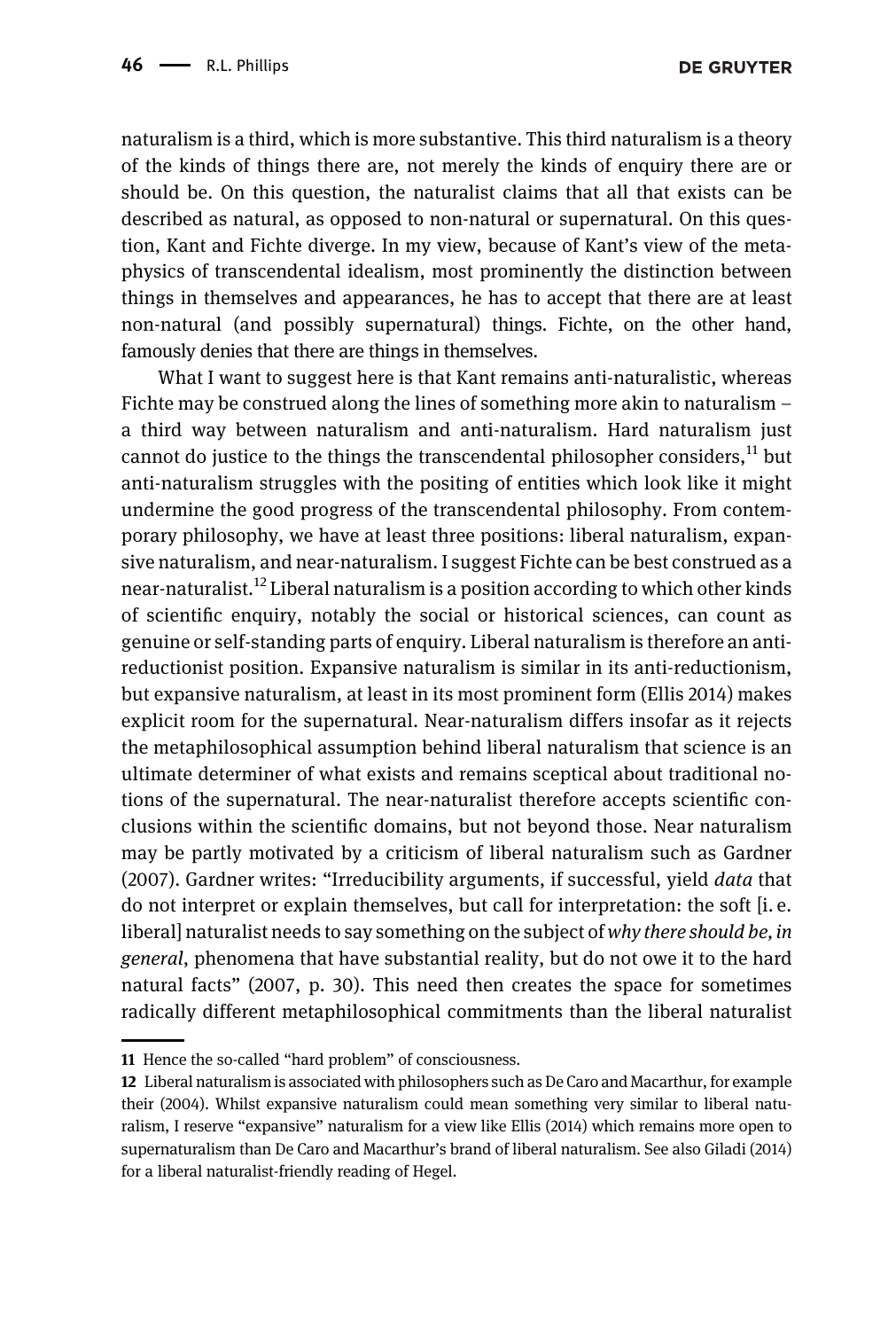naturalism is a third, which is more substantive. This third naturalism is a theory of the kinds of things there are, not merely the kinds of enquiry there are or should be. On this question, the naturalist claims that all that exists can be described as natural, as opposed to non-natural or supernatural. On this question, Kant and Fichte diverge. In my view, because of Kant's view of the metaphysics of transcendental idealism, most prominently the distinction between things in themselves and appearances, he has to accept that there are at least non-natural (and possibly supernatural) things. Fichte, on the other hand, famously denies that there are things in themselves.

What I want to suggest here is that Kant remains anti-naturalistic, whereas Fichte may be construed along the lines of something more akin to naturalism – a third way between naturalism and anti-naturalism. Hard naturalism just cannot do justice to the things the transcendental philosopher considers,[11] but anti-naturalism struggles with the positing of entities which look like it might undermine the good progress of the transcendental philosophy. From contemporary philosophy, we have at least three positions: liberal naturalism, expansive naturalism, and near-naturalism. I suggest Fichte can be best construed as a near-naturalist.[12] Liberal naturalism is a position according to which other kinds of scientific enquiry, notably the social or historical sciences, can count as genuine or self-standing parts of enquiry. Liberal naturalism is therefore an anti-reductionist position. Expansive naturalism is similar in its anti-reductionism, but expansive naturalism, at least in its most prominent form (Ellis 2014) makes explicit room for the supernatural. Near-naturalism differs insofar as it rejects the metaphilosophical assumption behind liberal naturalism that science is an ultimate determiner of what exists and remains sceptical about traditional notions of the supernatural. The near-naturalist therefore accepts scientific conclusions within the scientific domains, but not beyond those. Near naturalism may be partly motivated by a criticism of liberal naturalism such as Gardner (2007). Gardner writes: "Irreducibility arguments, if successful, yield *data* that do not interpret or explain themselves, but call for interpretation: the soft [i. e. liberal] naturalist needs to say something on the subject of *why there should be, in general*, phenomena that have substantial reality, but do not owe it to the hard natural facts" (2007, p. 30). This need then creates the space for sometimes radically different metaphilosophical commitments than the liberal naturalist

---

11 Hence the so-called "hard problem" of consciousness.

12 Liberal naturalism is associated with philosophers such as De Caro and Macarthur, for example their (2004). Whilst expansive naturalism could mean something very similar to liberal naturalism, I reserve "expansive" naturalism for a view like Ellis (2014) which remains more open to supernaturalism than De Caro and Macarthur's brand of liberal naturalism. See also Giladi (2014) for a liberal naturalist-friendly reading of Hegel.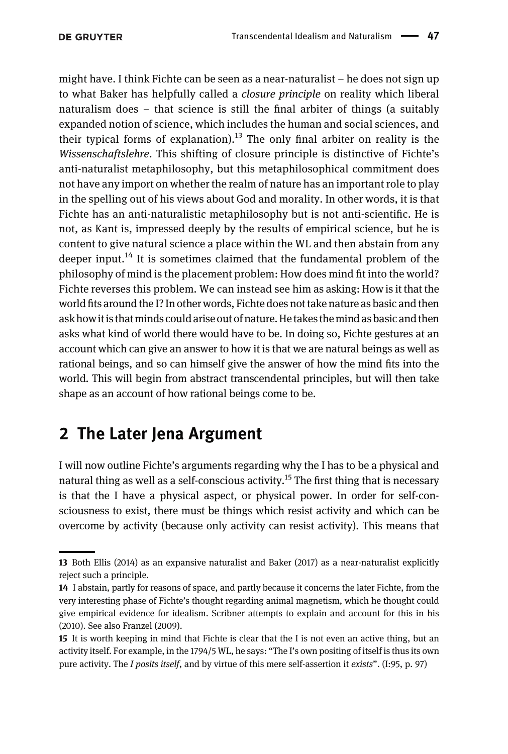might have. I think Fichte can be seen as a near-naturalist – he does not sign up to what Baker has helpfully called a *closure principle* on reality which liberal naturalism does – that science is still the final arbiter of things (a suitably expanded notion of science, which includes the human and social sciences, and their typical forms of explanation).[13] The only final arbiter on reality is the *Wissenschaftslehre*. This shifting of closure principle is distinctive of Fichte's anti-naturalist metaphilosophy, but this metaphilosophical commitment does not have any import on whether the realm of nature has an important role to play in the spelling out of his views about God and morality. In other words, it is that Fichte has an anti-naturalistic metaphilosophy but is not anti-scientific. He is not, as Kant is, impressed deeply by the results of empirical science, but he is content to give natural science a place within the WL and then abstain from any deeper input.[14] It is sometimes claimed that the fundamental problem of the philosophy of mind is the placement problem: How does mind fit into the world? Fichte reverses this problem. We can instead see him as asking: How is it that the world fits around the I? In other words, Fichte does not take nature as basic and then ask how it is that minds could arise out of nature. He takes the mind as basic and then asks what kind of world there would have to be. In doing so, Fichte gestures at an account which can give an answer to how it is that we are natural beings as well as rational beings, and so can himself give the answer of how the mind fits into the world. This will begin from abstract transcendental principles, but will then take shape as an account of how rational beings come to be.

## 2 The Later Jena Argument

I will now outline Fichte's arguments regarding why the I has to be a physical and natural thing as well as a self-conscious activity.[15] The first thing that is necessary is that the I have a physical aspect, or physical power. In order for self-consciousness to exist, there must be things which resist activity and which can be overcome by activity (because only activity can resist activity). This means that

---

13 Both Ellis (2014) as an expansive naturalist and Baker (2017) as a near-naturalist explicitly reject such a principle.

14 I abstain, partly for reasons of space, and partly because it concerns the later Fichte, from the very interesting phase of Fichte's thought regarding animal magnetism, which he thought could give empirical evidence for idealism. Scribner attempts to explain and account for this in his (2010). See also Franzel (2009).

15 It is worth keeping in mind that Fichte is clear that the I is not even an active thing, but an activity itself. For example, in the 1794/5 WL, he says: "The I's own positing of itself is thus its own pure activity. The *I posits itself*, and by virtue of this mere self-assertion it *exists*". (I:95, p. 97)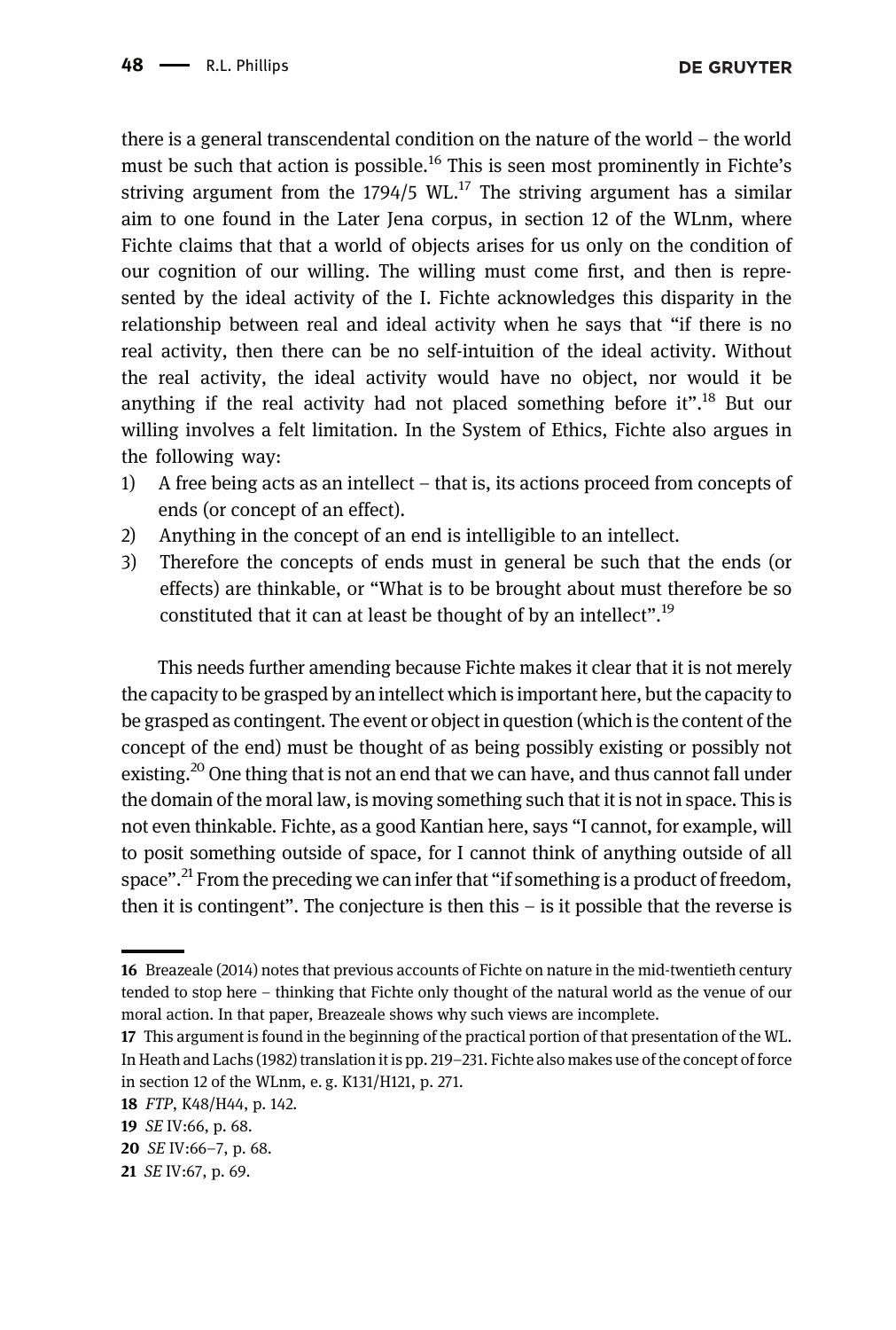there is a general transcendental condition on the nature of the world – the world must be such that action is possible.[16] This is seen most prominently in Fichte's striving argument from the 1794/5 WL.[17] The striving argument has a similar aim to one found in the Later Jena corpus, in section 12 of the WLnm, where Fichte claims that that a world of objects arises for us only on the condition of our cognition of our willing. The willing must come first, and then is represented by the ideal activity of the I. Fichte acknowledges this disparity in the relationship between real and ideal activity when he says that "if there is no real activity, then there can be no self-intuition of the ideal activity. Without the real activity, the ideal activity would have no object, nor would it be anything if the real activity had not placed something before it".[18] But our willing involves a felt limitation. In the System of Ethics, Fichte also argues in the following way:

1) A free being acts as an intellect – that is, its actions proceed from concepts of ends (or concept of an effect).
2) Anything in the concept of an end is intelligible to an intellect.
3) Therefore the concepts of ends must in general be such that the ends (or effects) are thinkable, or "What is to be brought about must therefore be so constituted that it can at least be thought of by an intellect".[19]

This needs further amending because Fichte makes it clear that it is not merely the capacity to be grasped by an intellect which is important here, but the capacity to be grasped as contingent. The event or object in question (which is the content of the concept of the end) must be thought of as being possibly existing or possibly not existing.[20] One thing that is not an end that we can have, and thus cannot fall under the domain of the moral law, is moving something such that it is not in space. This is not even thinkable. Fichte, as a good Kantian here, says "I cannot, for example, will to posit something outside of space, for I cannot think of anything outside of all space".[21] From the preceding we can infer that "if something is a product of freedom, then it is contingent". The conjecture is then this – is it possible that the reverse is

---

16 Breazeale (2014) notes that previous accounts of Fichte on nature in the mid-twentieth century tended to stop here – thinking that Fichte only thought of the natural world as the venue of our moral action. In that paper, Breazeale shows why such views are incomplete.

17 This argument is found in the beginning of the practical portion of that presentation of the WL. In Heath and Lachs (1982) translation it is pp. 219–231. Fichte also makes use of the concept of force in section 12 of the WLnm, e. g. K131/H121, p. 271.

18 *FTP*, K48/H44, p. 142.

19 *SE* IV:66, p. 68.

20 *SE* IV:66–7, p. 68.

21 *SE* IV:67, p. 69.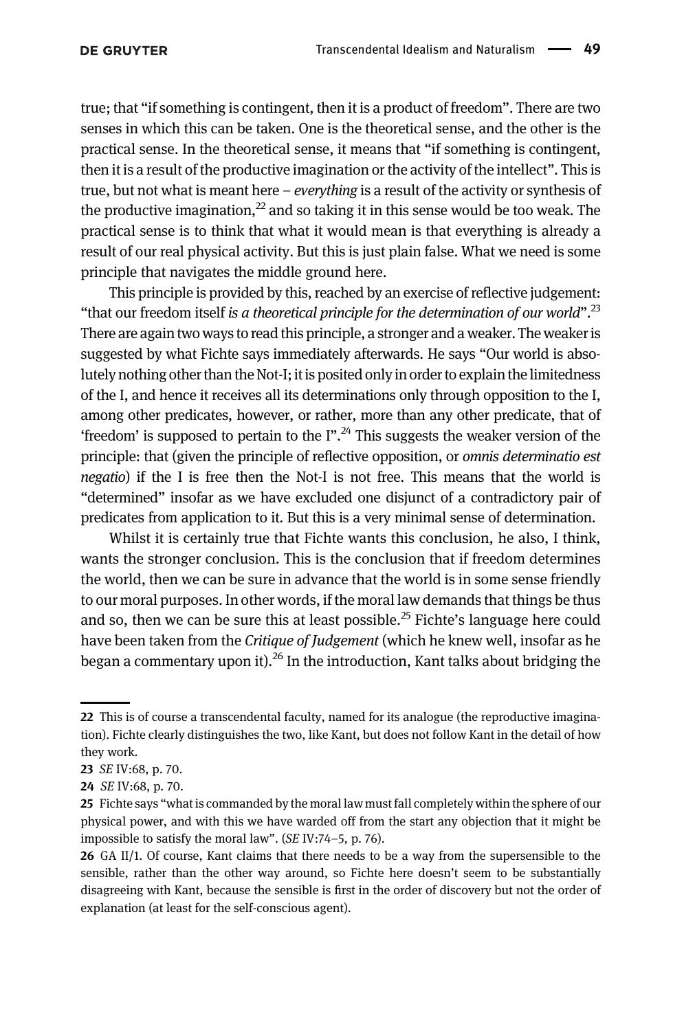true; that "if something is contingent, then it is a product of freedom". There are two senses in which this can be taken. One is the theoretical sense, and the other is the practical sense. In the theoretical sense, it means that "if something is contingent, then it is a result of the productive imagination or the activity of the intellect". This is true, but not what is meant here – *everything* is a result of the activity or synthesis of the productive imagination,[22] and so taking it in this sense would be too weak. The practical sense is to think that what it would mean is that everything is already a result of our real physical activity. But this is just plain false. What we need is some principle that navigates the middle ground here.

This principle is provided by this, reached by an exercise of reflective judgement: "that our freedom itself *is a theoretical principle for the determination of our world*".[23] There are again two ways to read this principle, a stronger and a weaker. The weaker is suggested by what Fichte says immediately afterwards. He says "Our world is absolutely nothing other than the Not-I; it is posited only in order to explain the limitedness of the I, and hence it receives all its determinations only through opposition to the I, among other predicates, however, or rather, more than any other predicate, that of 'freedom' is supposed to pertain to the I".[24] This suggests the weaker version of the principle: that (given the principle of reflective opposition, or *omnis determinatio est negatio*) if the I is free then the Not-I is not free. This means that the world is "determined" insofar as we have excluded one disjunct of a contradictory pair of predicates from application to it. But this is a very minimal sense of determination.

Whilst it is certainly true that Fichte wants this conclusion, he also, I think, wants the stronger conclusion. This is the conclusion that if freedom determines the world, then we can be sure in advance that the world is in some sense friendly to our moral purposes. In other words, if the moral law demands that things be thus and so, then we can be sure this at least possible.[25] Fichte's language here could have been taken from the *Critique of Judgement* (which he knew well, insofar as he began a commentary upon it).[26] In the introduction, Kant talks about bridging the

---

22 This is of course a transcendental faculty, named for its analogue (the reproductive imagination). Fichte clearly distinguishes the two, like Kant, but does not follow Kant in the detail of how they work.

23 *SE* IV:68, p. 70.

24 *SE* IV:68, p. 70.

25 Fichte says "what is commanded by the moral law must fall completely within the sphere of our physical power, and with this we have warded off from the start any objection that it might be impossible to satisfy the moral law". (*SE* IV:74–5, p. 76).

26 GA II/1. Of course, Kant claims that there needs to be a way from the supersensible to the sensible, rather than the other way around, so Fichte here doesn't seem to be substantially disagreeing with Kant, because the sensible is first in the order of discovery but not the order of explanation (at least for the self-conscious agent).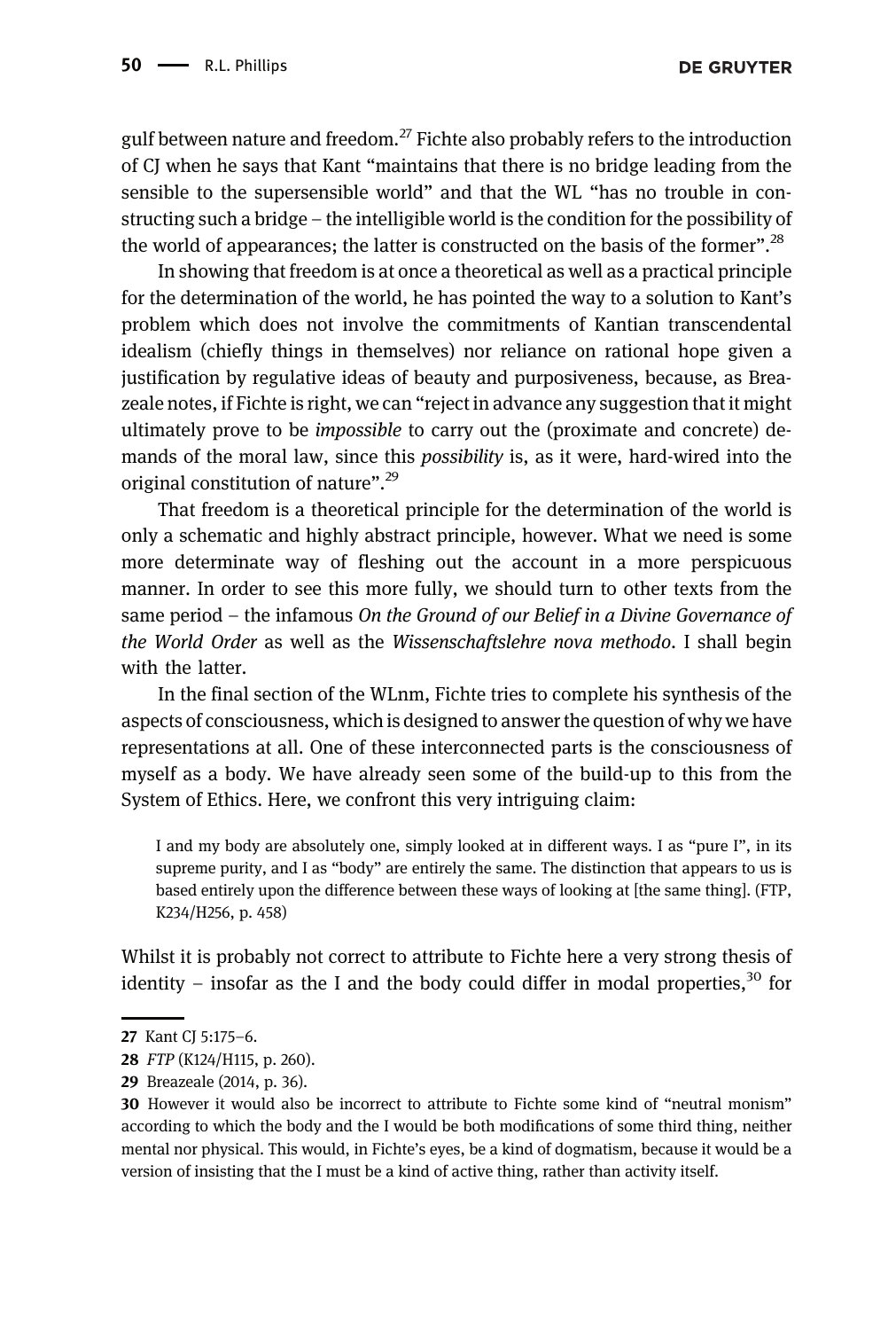gulf between nature and freedom.[27] Fichte also probably refers to the introduction of CJ when he says that Kant "maintains that there is no bridge leading from the sensible to the supersensible world" and that the WL "has no trouble in constructing such a bridge – the intelligible world is the condition for the possibility of the world of appearances; the latter is constructed on the basis of the former".[28]

In showing that freedom is at once a theoretical as well as a practical principle for the determination of the world, he has pointed the way to a solution to Kant's problem which does not involve the commitments of Kantian transcendental idealism (chiefly things in themselves) nor reliance on rational hope given a justification by regulative ideas of beauty and purposiveness, because, as Breazeale notes, if Fichte is right, we can "reject in advance any suggestion that it might ultimately prove to be *impossible* to carry out the (proximate and concrete) demands of the moral law, since this *possibility* is, as it were, hard-wired into the original constitution of nature".[29]

That freedom is a theoretical principle for the determination of the world is only a schematic and highly abstract principle, however. What we need is some more determinate way of fleshing out the account in a more perspicuous manner. In order to see this more fully, we should turn to other texts from the same period – the infamous *On the Ground of our Belief in a Divine Governance of the World Order* as well as the *Wissenschaftslehre nova methodo*. I shall begin with the latter.

In the final section of the WLnm, Fichte tries to complete his synthesis of the aspects of consciousness, which is designed to answer the question of why we have representations at all. One of these interconnected parts is the consciousness of myself as a body. We have already seen some of the build-up to this from the System of Ethics. Here, we confront this very intriguing claim:

> I and my body are absolutely one, simply looked at in different ways. I as "pure I", in its supreme purity, and I as "body" are entirely the same. The distinction that appears to us is based entirely upon the difference between these ways of looking at [the same thing]. (FTP, K234/H256, p. 458)

Whilst it is probably not correct to attribute to Fichte here a very strong thesis of identity – insofar as the I and the body could differ in modal properties,[30] for

---

27 Kant CJ 5:175–6.

28 *FTP* (K124/H115, p. 260).

29 Breazeale (2014, p. 36).

30 However it would also be incorrect to attribute to Fichte some kind of "neutral monism" according to which the body and the I would be both modifications of some third thing, neither mental nor physical. This would, in Fichte's eyes, be a kind of dogmatism, because it would be a version of insisting that the I must be a kind of active thing, rather than activity itself.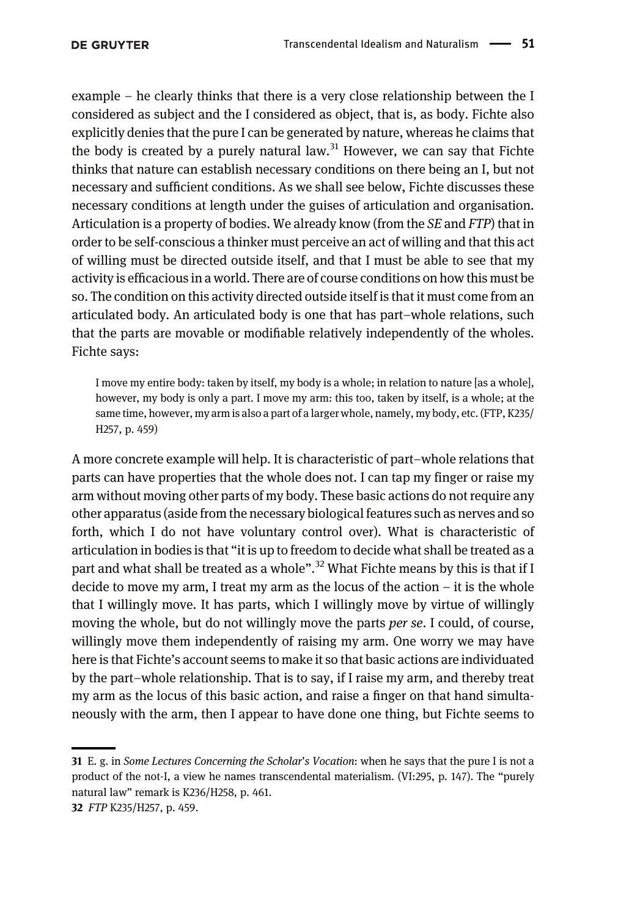example – he clearly thinks that there is a very close relationship between the I considered as subject and the I considered as object, that is, as body. Fichte also explicitly denies that the pure I can be generated by nature, whereas he claims that the body is created by a purely natural law.[31] However, we can say that Fichte thinks that nature can establish necessary conditions on there being an I, but not necessary and sufficient conditions. As we shall see below, Fichte discusses these necessary conditions at length under the guises of articulation and organisation. Articulation is a property of bodies. We already know (from the *SE* and *FTP*) that in order to be self-conscious a thinker must perceive an act of willing and that this act of willing must be directed outside itself, and that I must be able to see that my activity is efficacious in a world. There are of course conditions on how this must be so. The condition on this activity directed outside itself is that it must come from an articulated body. An articulated body is one that has part–whole relations, such that the parts are movable or modifiable relatively independently of the wholes. Fichte says:

> I move my entire body: taken by itself, my body is a whole; in relation to nature [as a whole], however, my body is only a part. I move my arm: this too, taken by itself, is a whole; at the same time, however, my arm is also a part of a larger whole, namely, my body, etc. (FTP, K235/H257, p. 459)

A more concrete example will help. It is characteristic of part–whole relations that parts can have properties that the whole does not. I can tap my finger or raise my arm without moving other parts of my body. These basic actions do not require any other apparatus (aside from the necessary biological features such as nerves and so forth, which I do not have voluntary control over). What is characteristic of articulation in bodies is that "it is up to freedom to decide what shall be treated as a part and what shall be treated as a whole".[32] What Fichte means by this is that if I decide to move my arm, I treat my arm as the locus of the action – it is the whole that I willingly move. It has parts, which I willingly move by virtue of willingly moving the whole, but do not willingly move the parts *per se*. I could, of course, willingly move them independently of raising my arm. One worry we may have here is that Fichte's account seems to make it so that basic actions are individuated by the part–whole relationship. That is to say, if I raise my arm, and thereby treat my arm as the locus of this basic action, and raise a finger on that hand simultaneously with the arm, then I appear to have done one thing, but Fichte seems to

---

31 E. g. in *Some Lectures Concerning the Scholar's Vocation*: when he says that the pure I is not a product of the not-I, a view he names transcendental materialism. (VI:295, p. 147). The "purely natural law" remark is K236/H258, p. 461.

32 *FTP* K235/H257, p. 459.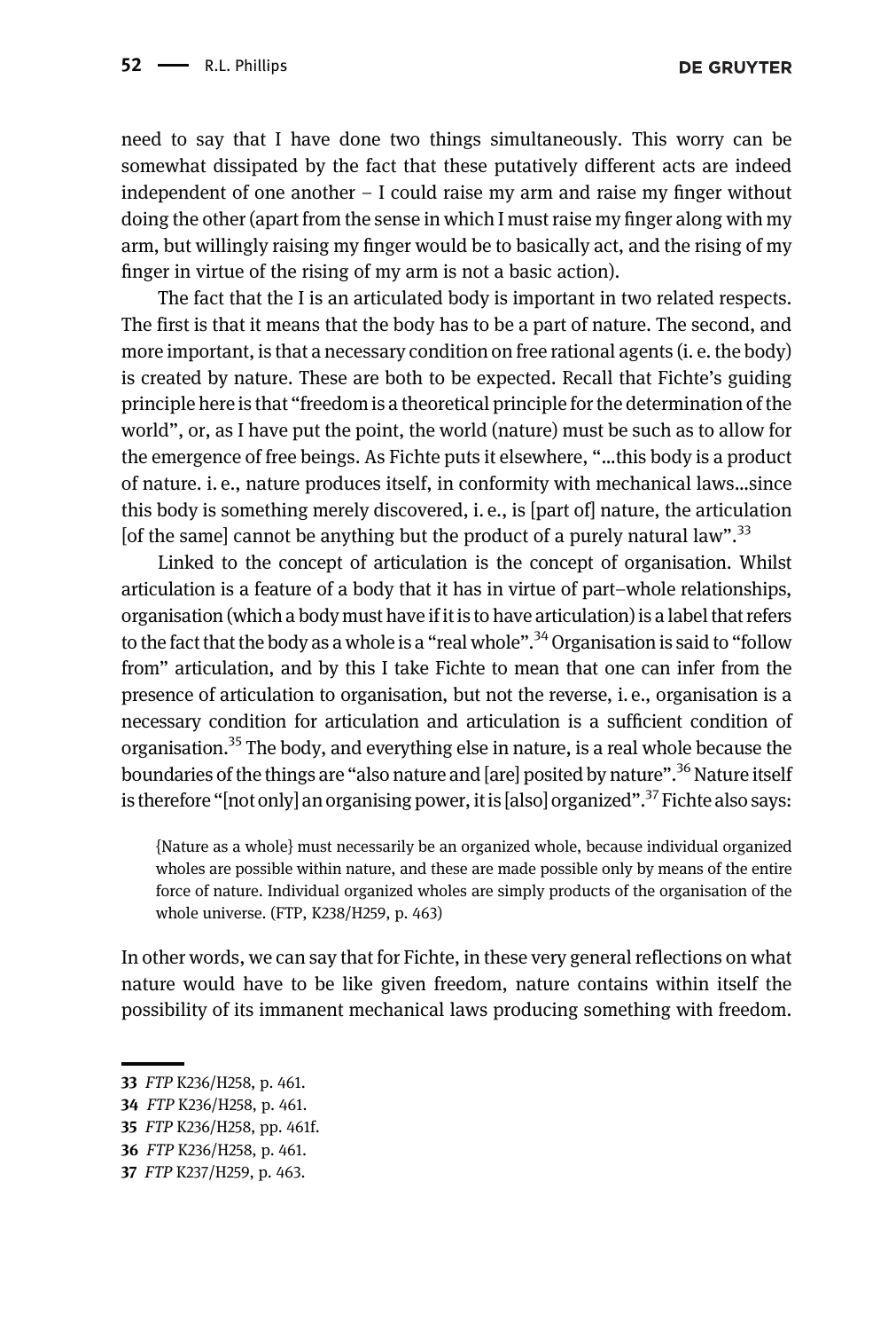need to say that I have done two things simultaneously. This worry can be somewhat dissipated by the fact that these putatively different acts are indeed independent of one another – I could raise my arm and raise my finger without doing the other (apart from the sense in which I must raise my finger along with my arm, but willingly raising my finger would be to basically act, and the rising of my finger in virtue of the rising of my arm is not a basic action).

The fact that the I is an articulated body is important in two related respects. The first is that it means that the body has to be a part of nature. The second, and more important, is that a necessary condition on free rational agents (i. e. the body) is created by nature. These are both to be expected. Recall that Fichte's guiding principle here is that "freedom is a theoretical principle for the determination of the world", or, as I have put the point, the world (nature) must be such as to allow for the emergence of free beings. As Fichte puts it elsewhere, "...this body is a product of nature. i. e., nature produces itself, in conformity with mechanical laws...since this body is something merely discovered, i. e., is [part of] nature, the articulation [of the same] cannot be anything but the product of a purely natural law".[33]

Linked to the concept of articulation is the concept of organisation. Whilst articulation is a feature of a body that it has in virtue of part–whole relationships, organisation (which a body must have if it is to have articulation) is a label that refers to the fact that the body as a whole is a "real whole".[34] Organisation is said to "follow from" articulation, and by this I take Fichte to mean that one can infer from the presence of articulation to organisation, but not the reverse, i. e., organisation is a necessary condition for articulation and articulation is a sufficient condition of organisation.[35] The body, and everything else in nature, is a real whole because the boundaries of the things are "also nature and [are] posited by nature".[36] Nature itself is therefore "[not only] an organising power, it is [also] organized".[37] Fichte also says:

> {Nature as a whole} must necessarily be an organized whole, because individual organized wholes are possible within nature, and these are made possible only by means of the entire force of nature. Individual organized wholes are simply products of the organisation of the whole universe. (FTP, K238/H259, p. 463)

In other words, we can say that for Fichte, in these very general reflections on what nature would have to be like given freedom, nature contains within itself the possibility of its immanent mechanical laws producing something with freedom.

---

33 *FTP* K236/H258, p. 461.

34 *FTP* K236/H258, p. 461.

35 *FTP* K236/H258, pp. 461f.

36 *FTP* K236/H258, p. 461.

37 *FTP* K237/H259, p. 463.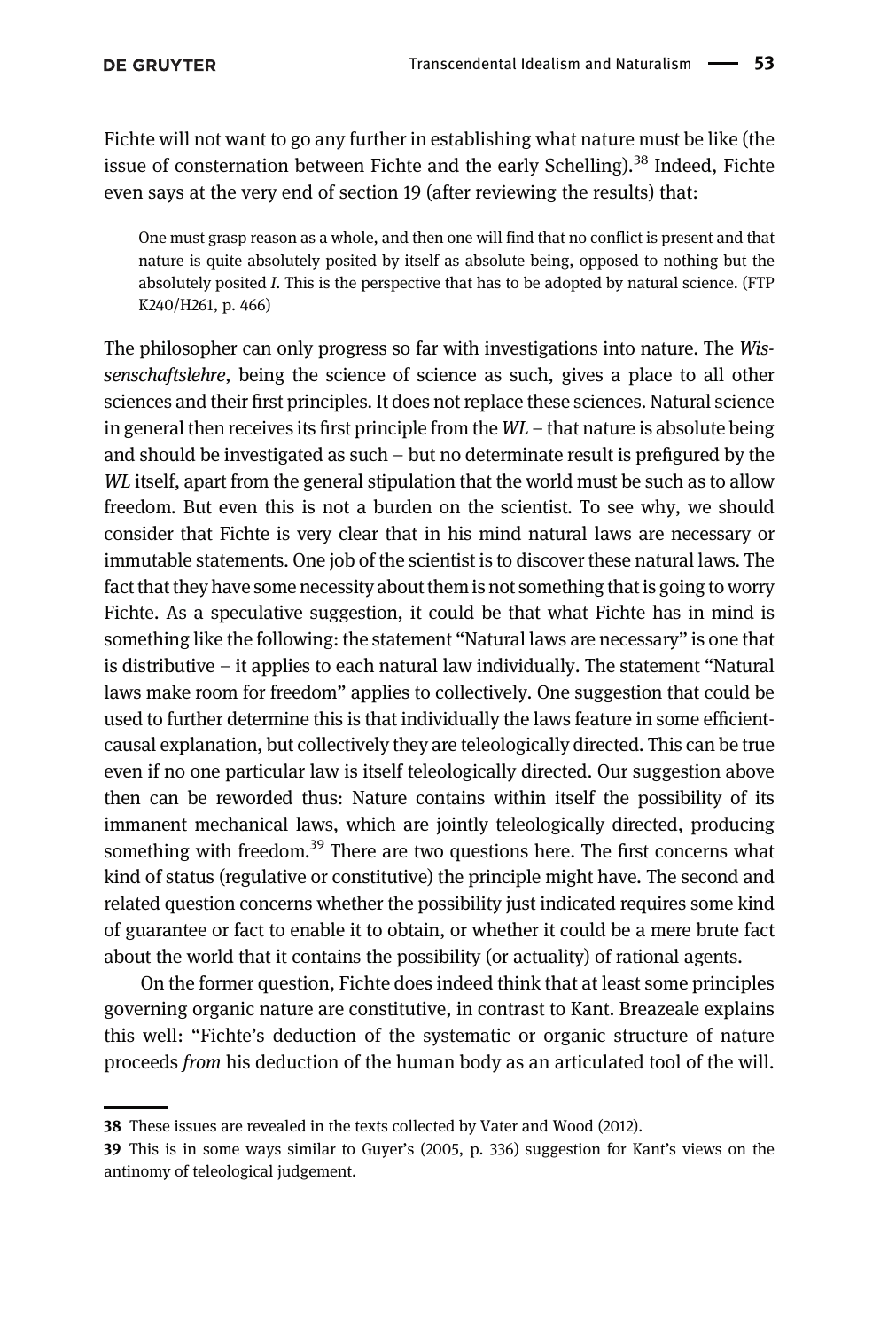Fichte will not want to go any further in establishing what nature must be like (the issue of consternation between Fichte and the early Schelling).[38] Indeed, Fichte even says at the very end of section 19 (after reviewing the results) that:

> One must grasp reason as a whole, and then one will find that no conflict is present and that nature is quite absolutely posited by itself as absolute being, opposed to nothing but the absolutely posited *I*. This is the perspective that has to be adopted by natural science. (FTP K240/H261, p. 466)

The philosopher can only progress so far with investigations into nature. The *Wissenschaftslehre*, being the science of science as such, gives a place to all other sciences and their first principles. It does not replace these sciences. Natural science in general then receives its first principle from the *WL* – that nature is absolute being and should be investigated as such – but no determinate result is prefigured by the *WL* itself, apart from the general stipulation that the world must be such as to allow freedom. But even this is not a burden on the scientist. To see why, we should consider that Fichte is very clear that in his mind natural laws are necessary or immutable statements. One job of the scientist is to discover these natural laws. The fact that they have some necessity about them is not something that is going to worry Fichte. As a speculative suggestion, it could be that what Fichte has in mind is something like the following: the statement "Natural laws are necessary" is one that is distributive – it applies to each natural law individually. The statement "Natural laws make room for freedom" applies to collectively. One suggestion that could be used to further determine this is that individually the laws feature in some efficient-causal explanation, but collectively they are teleologically directed. This can be true even if no one particular law is itself teleologically directed. Our suggestion above then can be reworded thus: Nature contains within itself the possibility of its immanent mechanical laws, which are jointly teleologically directed, producing something with freedom.[39] There are two questions here. The first concerns what kind of status (regulative or constitutive) the principle might have. The second and related question concerns whether the possibility just indicated requires some kind of guarantee or fact to enable it to obtain, or whether it could be a mere brute fact about the world that it contains the possibility (or actuality) of rational agents.

On the former question, Fichte does indeed think that at least some principles governing organic nature are constitutive, in contrast to Kant. Breazeale explains this well: "Fichte's deduction of the systematic or organic structure of nature proceeds *from* his deduction of the human body as an articulated tool of the will.

---

**38** These issues are revealed in the texts collected by Vater and Wood (2012).

**39** This is in some ways similar to Guyer's (2005, p. 336) suggestion for Kant's views on the antinomy of teleological judgement.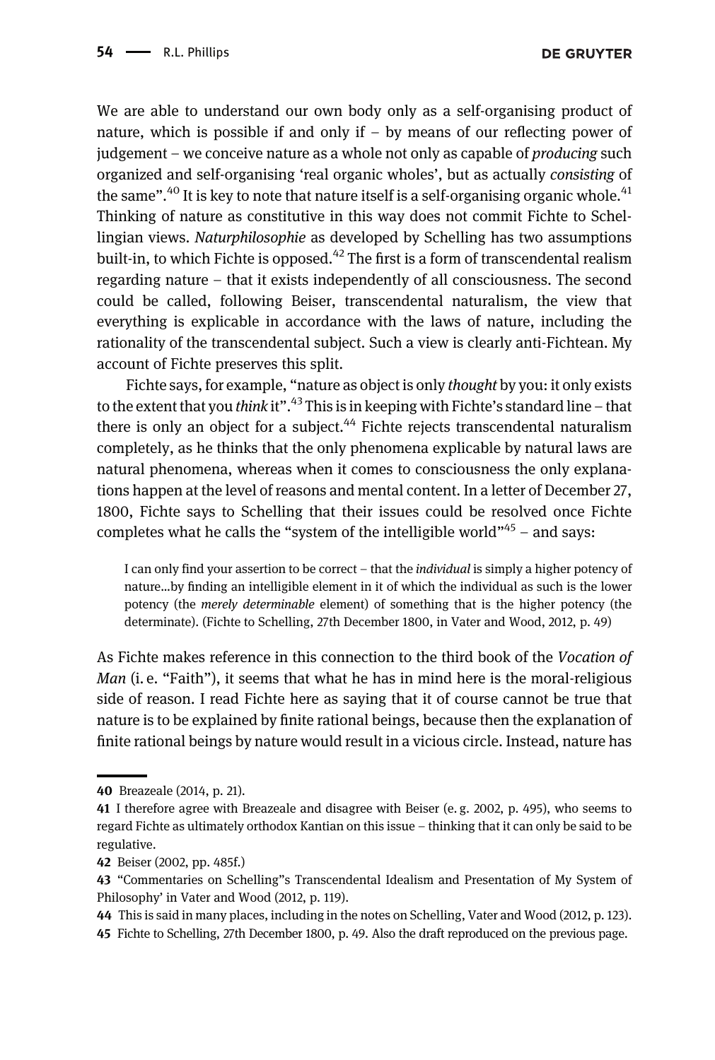We are able to understand our own body only as a self-organising product of nature, which is possible if and only if – by means of our reflecting power of judgement – we conceive nature as a whole not only as capable of *producing* such organized and self-organising 'real organic wholes', but as actually *consisting* of the same".[40] It is key to note that nature itself is a self-organising organic whole.[41] Thinking of nature as constitutive in this way does not commit Fichte to Schellingian views. *Naturphilosophie* as developed by Schelling has two assumptions built-in, to which Fichte is opposed.[42] The first is a form of transcendental realism regarding nature – that it exists independently of all consciousness. The second could be called, following Beiser, transcendental naturalism, the view that everything is explicable in accordance with the laws of nature, including the rationality of the transcendental subject. Such a view is clearly anti-Fichtean. My account of Fichte preserves this split.

Fichte says, for example, "nature as object is only *thought* by you: it only exists to the extent that you *think* it".[43] This is in keeping with Fichte's standard line – that there is only an object for a subject.[44] Fichte rejects transcendental naturalism completely, as he thinks that the only phenomena explicable by natural laws are natural phenomena, whereas when it comes to consciousness the only explanations happen at the level of reasons and mental content. In a letter of December 27, 1800, Fichte says to Schelling that their issues could be resolved once Fichte completes what he calls the "system of the intelligible world"[45] – and says:

> I can only find your assertion to be correct – that the *individual* is simply a higher potency of nature…by finding an intelligible element in it of which the individual as such is the lower potency (the *merely determinable* element) of something that is the higher potency (the determinate). (Fichte to Schelling, 27th December 1800, in Vater and Wood, 2012, p. 49)

As Fichte makes reference in this connection to the third book of the *Vocation of Man* (i. e. "Faith"), it seems that what he has in mind here is the moral-religious side of reason. I read Fichte here as saying that it of course cannot be true that nature is to be explained by finite rational beings, because then the explanation of finite rational beings by nature would result in a vicious circle. Instead, nature has

---

40 Breazeale (2014, p. 21).

41 I therefore agree with Breazeale and disagree with Beiser (e. g. 2002, p. 495), who seems to regard Fichte as ultimately orthodox Kantian on this issue – thinking that it can only be said to be regulative.

42 Beiser (2002, pp. 485f.)

43 "Commentaries on Schelling"s Transcendental Idealism and Presentation of My System of Philosophy' in Vater and Wood (2012, p. 119).

44 This is said in many places, including in the notes on Schelling, Vater and Wood (2012, p. 123).

45 Fichte to Schelling, 27th December 1800, p. 49. Also the draft reproduced on the previous page.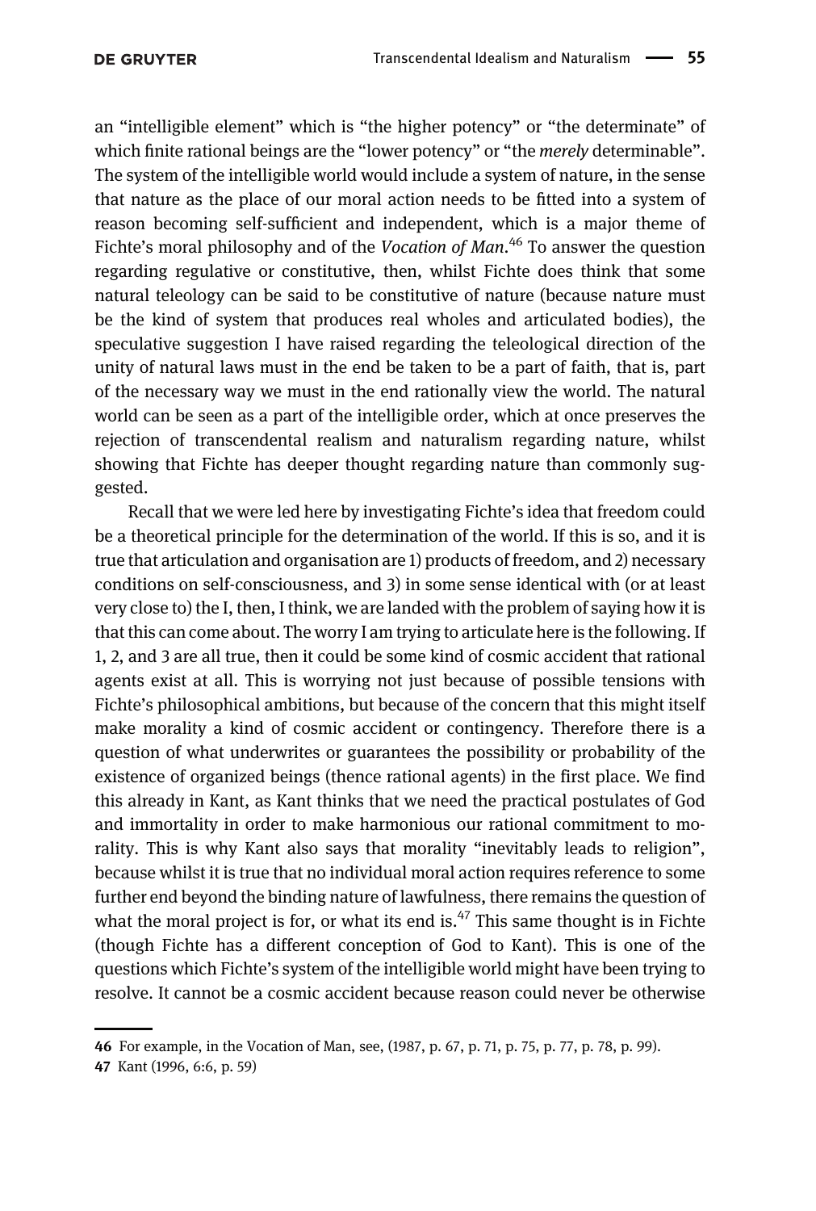an "intelligible element" which is "the higher potency" or "the determinate" of which finite rational beings are the "lower potency" or "the *merely* determinable". The system of the intelligible world would include a system of nature, in the sense that nature as the place of our moral action needs to be fitted into a system of reason becoming self-sufficient and independent, which is a major theme of Fichte's moral philosophy and of the *Vocation of Man*.[46] To answer the question regarding regulative or constitutive, then, whilst Fichte does think that some natural teleology can be said to be constitutive of nature (because nature must be the kind of system that produces real wholes and articulated bodies), the speculative suggestion I have raised regarding the teleological direction of the unity of natural laws must in the end be taken to be a part of faith, that is, part of the necessary way we must in the end rationally view the world. The natural world can be seen as a part of the intelligible order, which at once preserves the rejection of transcendental realism and naturalism regarding nature, whilst showing that Fichte has deeper thought regarding nature than commonly suggested.

Recall that we were led here by investigating Fichte's idea that freedom could be a theoretical principle for the determination of the world. If this is so, and it is true that articulation and organisation are 1) products of freedom, and 2) necessary conditions on self-consciousness, and 3) in some sense identical with (or at least very close to) the I, then, I think, we are landed with the problem of saying how it is that this can come about. The worry I am trying to articulate here is the following. If 1, 2, and 3 are all true, then it could be some kind of cosmic accident that rational agents exist at all. This is worrying not just because of possible tensions with Fichte's philosophical ambitions, but because of the concern that this might itself make morality a kind of cosmic accident or contingency. Therefore there is a question of what underwrites or guarantees the possibility or probability of the existence of organized beings (thence rational agents) in the first place. We find this already in Kant, as Kant thinks that we need the practical postulates of God and immortality in order to make harmonious our rational commitment to morality. This is why Kant also says that morality "inevitably leads to religion", because whilst it is true that no individual moral action requires reference to some further end beyond the binding nature of lawfulness, there remains the question of what the moral project is for, or what its end is.[47] This same thought is in Fichte (though Fichte has a different conception of God to Kant). This is one of the questions which Fichte's system of the intelligible world might have been trying to resolve. It cannot be a cosmic accident because reason could never be otherwise

---

46 For example, in the Vocation of Man, see, (1987, p. 67, p. 71, p. 75, p. 77, p. 78, p. 99).

47 Kant (1996, 6:6, p. 59)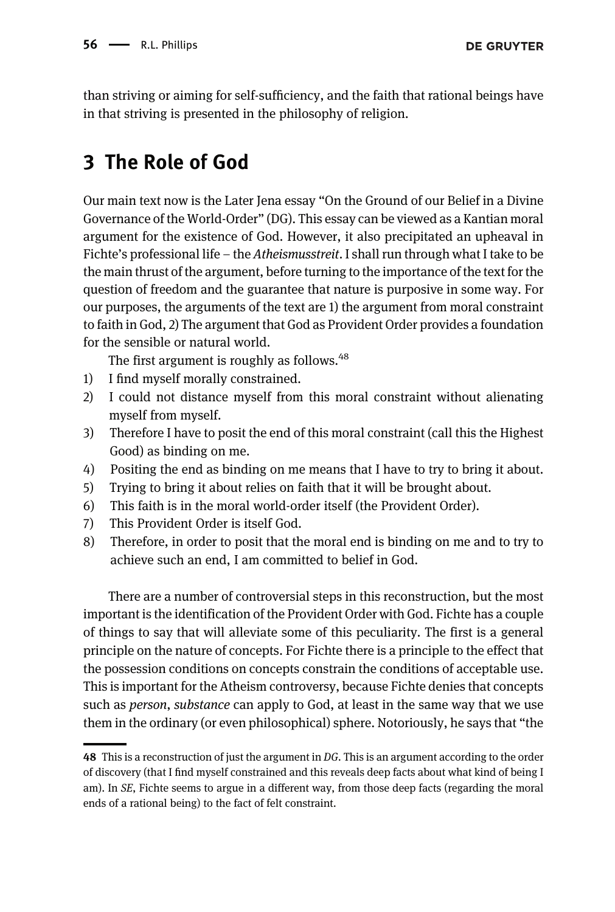than striving or aiming for self-sufficiency, and the faith that rational beings have in that striving is presented in the philosophy of religion.

## 3 The Role of God

Our main text now is the Later Jena essay "On the Ground of our Belief in a Divine Governance of the World-Order" (DG). This essay can be viewed as a Kantian moral argument for the existence of God. However, it also precipitated an upheaval in Fichte's professional life – the *Atheismusstreit*. I shall run through what I take to be the main thrust of the argument, before turning to the importance of the text for the question of freedom and the guarantee that nature is purposive in some way. For our purposes, the arguments of the text are 1) the argument from moral constraint to faith in God, 2) The argument that God as Provident Order provides a foundation for the sensible or natural world.

The first argument is roughly as follows.[48]

1) I find myself morally constrained.
2) I could not distance myself from this moral constraint without alienating myself from myself.
3) Therefore I have to posit the end of this moral constraint (call this the Highest Good) as binding on me.
4) Positing the end as binding on me means that I have to try to bring it about.
5) Trying to bring it about relies on faith that it will be brought about.
6) This faith is in the moral world-order itself (the Provident Order).
7) This Provident Order is itself God.
8) Therefore, in order to posit that the moral end is binding on me and to try to achieve such an end, I am committed to belief in God.

There are a number of controversial steps in this reconstruction, but the most important is the identification of the Provident Order with God. Fichte has a couple of things to say that will alleviate some of this peculiarity. The first is a general principle on the nature of concepts. For Fichte there is a principle to the effect that the possession conditions on concepts constrain the conditions of acceptable use. This is important for the Atheism controversy, because Fichte denies that concepts such as *person*, *substance* can apply to God, at least in the same way that we use them in the ordinary (or even philosophical) sphere. Notoriously, he says that "the

---

**48** This is a reconstruction of just the argument in *DG*. This is an argument according to the order of discovery (that I find myself constrained and this reveals deep facts about what kind of being I am). In *SE*, Fichte seems to argue in a different way, from those deep facts (regarding the moral ends of a rational being) to the fact of felt constraint.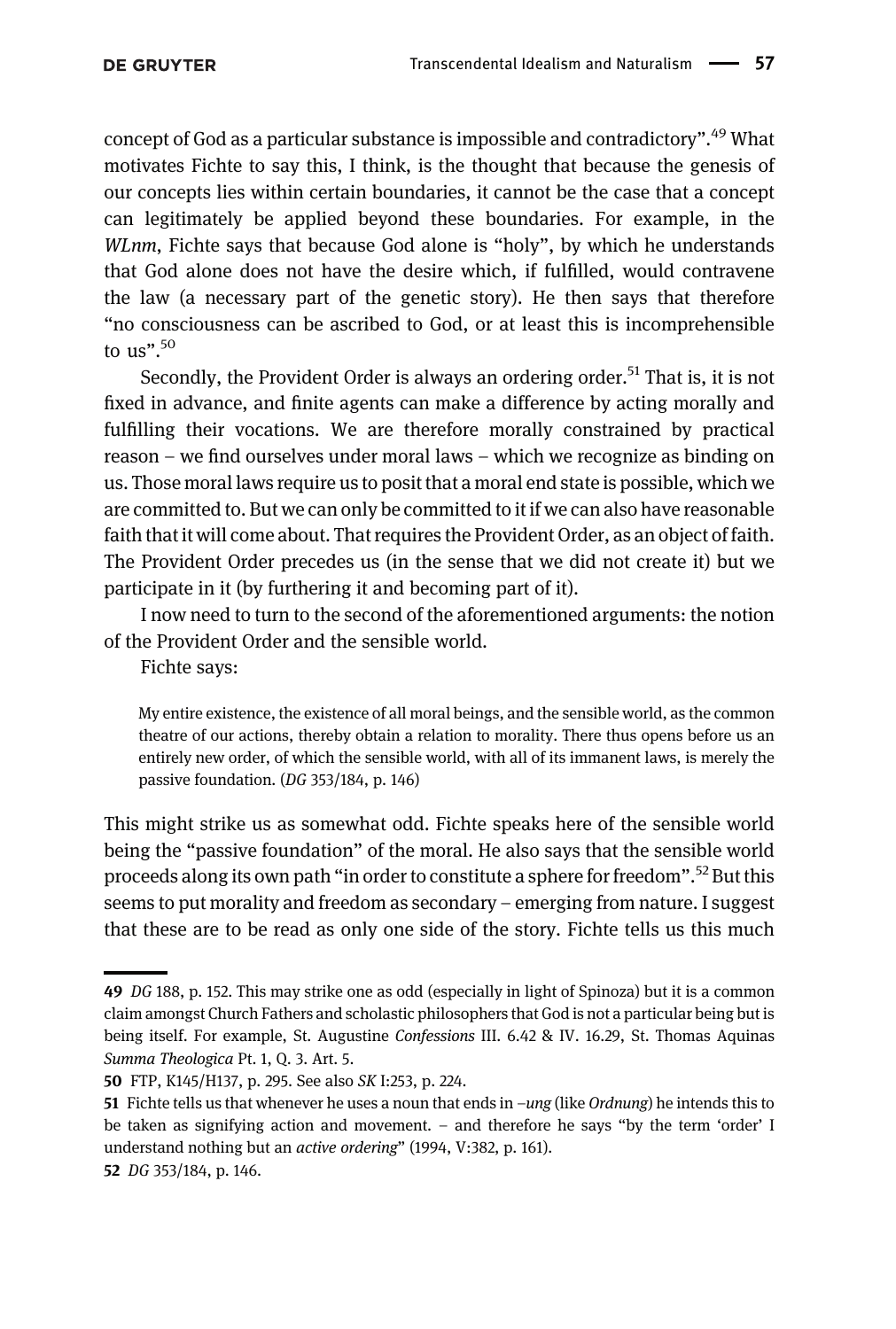concept of God as a particular substance is impossible and contradictory".[49] What motivates Fichte to say this, I think, is the thought that because the genesis of our concepts lies within certain boundaries, it cannot be the case that a concept can legitimately be applied beyond these boundaries. For example, in the *WLnm*, Fichte says that because God alone is "holy", by which he understands that God alone does not have the desire which, if fulfilled, would contravene the law (a necessary part of the genetic story). He then says that therefore "no consciousness can be ascribed to God, or at least this is incomprehensible to us".[50]

Secondly, the Provident Order is always an ordering order.[51] That is, it is not fixed in advance, and finite agents can make a difference by acting morally and fulfilling their vocations. We are therefore morally constrained by practical reason – we find ourselves under moral laws – which we recognize as binding on us. Those moral laws require us to posit that a moral end state is possible, which we are committed to. But we can only be committed to it if we can also have reasonable faith that it will come about. That requires the Provident Order, as an object of faith. The Provident Order precedes us (in the sense that we did not create it) but we participate in it (by furthering it and becoming part of it).

I now need to turn to the second of the aforementioned arguments: the notion of the Provident Order and the sensible world.

Fichte says:

> My entire existence, the existence of all moral beings, and the sensible world, as the common theatre of our actions, thereby obtain a relation to morality. There thus opens before us an entirely new order, of which the sensible world, with all of its immanent laws, is merely the passive foundation. (*DG* 353/184, p. 146)

This might strike us as somewhat odd. Fichte speaks here of the sensible world being the "passive foundation" of the moral. He also says that the sensible world proceeds along its own path "in order to constitute a sphere for freedom".[52] But this seems to put morality and freedom as secondary – emerging from nature. I suggest that these are to be read as only one side of the story. Fichte tells us this much

---

**49** *DG* 188, p. 152. This may strike one as odd (especially in light of Spinoza) but it is a common claim amongst Church Fathers and scholastic philosophers that God is not a particular being but is being itself. For example, St. Augustine *Confessions* III. 6.42 & IV. 16.29, St. Thomas Aquinas *Summa Theologica* Pt. 1, Q. 3. Art. 5.

**50** FTP, K145/H137, p. 295. See also *SK* I:253, p. 224.

**51** Fichte tells us that whenever he uses a noun that ends in *–ung* (like *Ordnung*) he intends this to be taken as signifying action and movement. – and therefore he says "by the term 'order' I understand nothing but an *active ordering*" (1994, V:382, p. 161).

**52** *DG* 353/184, p. 146.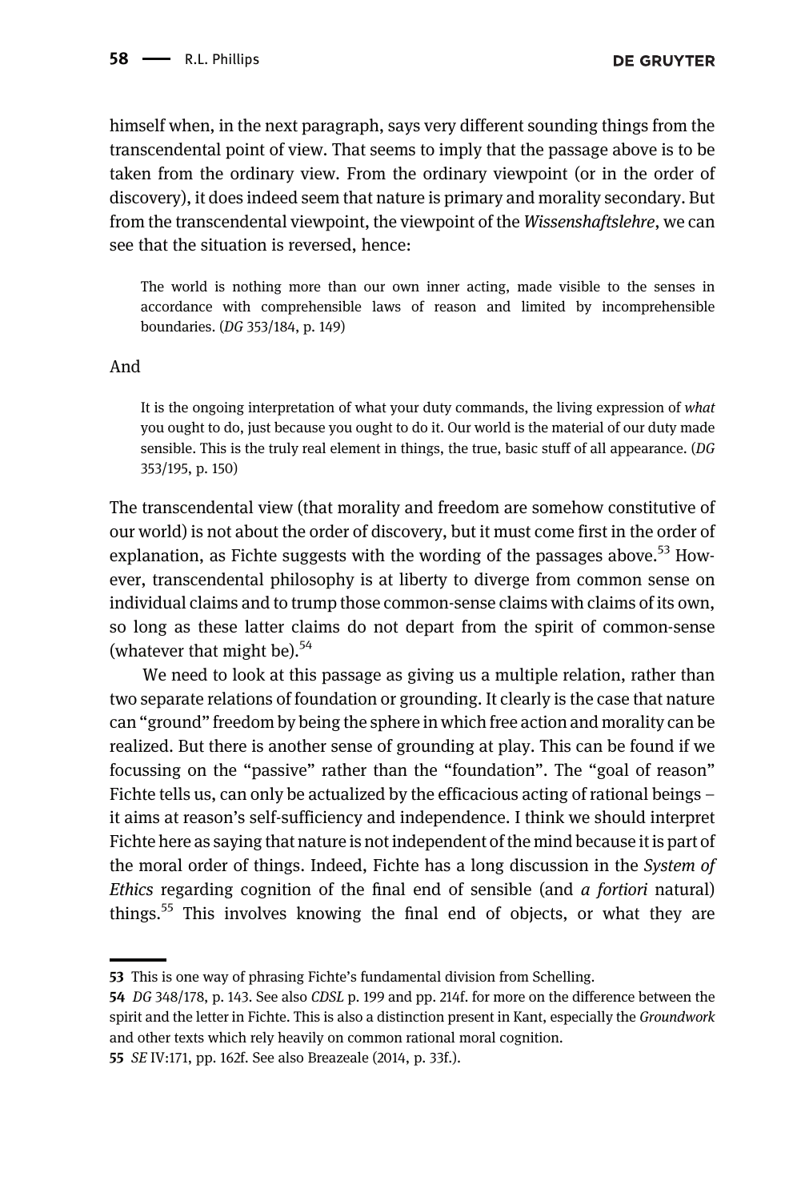himself when, in the next paragraph, says very different sounding things from the transcendental point of view. That seems to imply that the passage above is to be taken from the ordinary view. From the ordinary viewpoint (or in the order of discovery), it does indeed seem that nature is primary and morality secondary. But from the transcendental viewpoint, the viewpoint of the *Wissenshaftslehre*, we can see that the situation is reversed, hence:

> The world is nothing more than our own inner acting, made visible to the senses in accordance with comprehensible laws of reason and limited by incomprehensible boundaries. (*DG* 353/184, p. 149)

And

> It is the ongoing interpretation of what your duty commands, the living expression of *what* you ought to do, just because you ought to do it. Our world is the material of our duty made sensible. This is the truly real element in things, the true, basic stuff of all appearance. (*DG* 353/195, p. 150)

The transcendental view (that morality and freedom are somehow constitutive of our world) is not about the order of discovery, but it must come first in the order of explanation, as Fichte suggests with the wording of the passages above.[53] However, transcendental philosophy is at liberty to diverge from common sense on individual claims and to trump those common-sense claims with claims of its own, so long as these latter claims do not depart from the spirit of common-sense (whatever that might be).[54]

We need to look at this passage as giving us a multiple relation, rather than two separate relations of foundation or grounding. It clearly is the case that nature can "ground" freedom by being the sphere in which free action and morality can be realized. But there is another sense of grounding at play. This can be found if we focussing on the "passive" rather than the "foundation". The "goal of reason" Fichte tells us, can only be actualized by the efficacious acting of rational beings – it aims at reason's self-sufficiency and independence. I think we should interpret Fichte here as saying that nature is not independent of the mind because it is part of the moral order of things. Indeed, Fichte has a long discussion in the *System of Ethics* regarding cognition of the final end of sensible (and *a fortiori* natural) things.[55] This involves knowing the final end of objects, or what they are

53 This is one way of phrasing Fichte's fundamental division from Schelling.

54 *DG* 348/178, p. 143. See also *CDSL* p. 199 and pp. 214f. for more on the difference between the spirit and the letter in Fichte. This is also a distinction present in Kant, especially the *Groundwork* and other texts which rely heavily on common rational moral cognition.

55 *SE* IV:171, pp. 162f. See also Breazeale (2014, p. 33f.).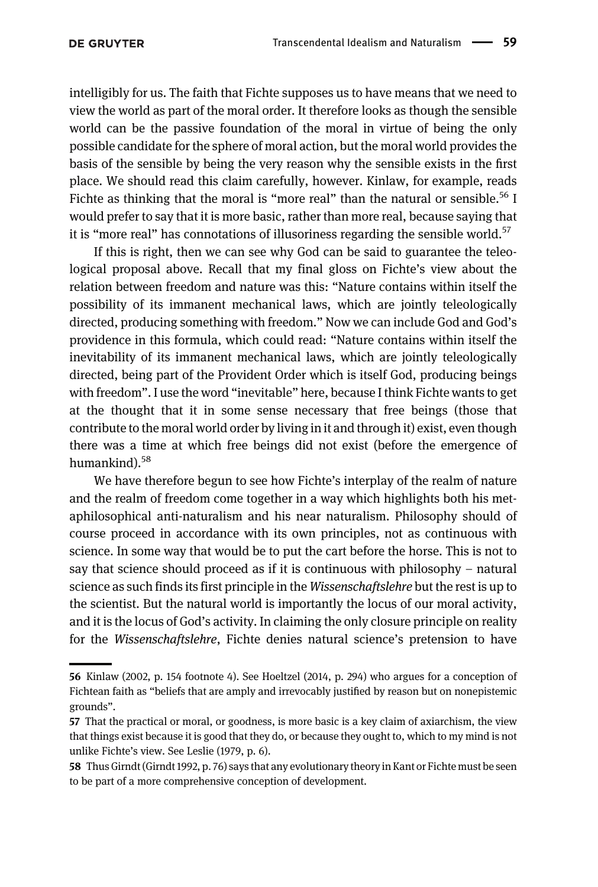intelligibly for us. The faith that Fichte supposes us to have means that we need to view the world as part of the moral order. It therefore looks as though the sensible world can be the passive foundation of the moral in virtue of being the only possible candidate for the sphere of moral action, but the moral world provides the basis of the sensible by being the very reason why the sensible exists in the first place. We should read this claim carefully, however. Kinlaw, for example, reads Fichte as thinking that the moral is "more real" than the natural or sensible.[56] I would prefer to say that it is more basic, rather than more real, because saying that it is "more real" has connotations of illusoriness regarding the sensible world.[57]

If this is right, then we can see why God can be said to guarantee the teleological proposal above. Recall that my final gloss on Fichte's view about the relation between freedom and nature was this: "Nature contains within itself the possibility of its immanent mechanical laws, which are jointly teleologically directed, producing something with freedom." Now we can include God and God's providence in this formula, which could read: "Nature contains within itself the inevitability of its immanent mechanical laws, which are jointly teleologically directed, being part of the Provident Order which is itself God, producing beings with freedom". I use the word "inevitable" here, because I think Fichte wants to get at the thought that it in some sense necessary that free beings (those that contribute to the moral world order by living in it and through it) exist, even though there was a time at which free beings did not exist (before the emergence of humankind).[58]

We have therefore begun to see how Fichte's interplay of the realm of nature and the realm of freedom come together in a way which highlights both his metaphilosophical anti-naturalism and his near naturalism. Philosophy should of course proceed in accordance with its own principles, not as continuous with science. In some way that would be to put the cart before the horse. This is not to say that science should proceed as if it is continuous with philosophy – natural science as such finds its first principle in the *Wissenschaftslehre* but the rest is up to the scientist. But the natural world is importantly the locus of our moral activity, and it is the locus of God's activity. In claiming the only closure principle on reality for the *Wissenschaftslehre*, Fichte denies natural science's pretension to have

---

**56** Kinlaw (2002, p. 154 footnote 4). See Hoeltzel (2014, p. 294) who argues for a conception of Fichtean faith as "beliefs that are amply and irrevocably justified by reason but on nonepistemic grounds".

**57** That the practical or moral, or goodness, is more basic is a key claim of axiarchism, the view that things exist because it is good that they do, or because they ought to, which to my mind is not unlike Fichte's view. See Leslie (1979, p. 6).

**58** Thus Girndt (Girndt 1992, p. 76) says that any evolutionary theory in Kant or Fichte must be seen to be part of a more comprehensive conception of development.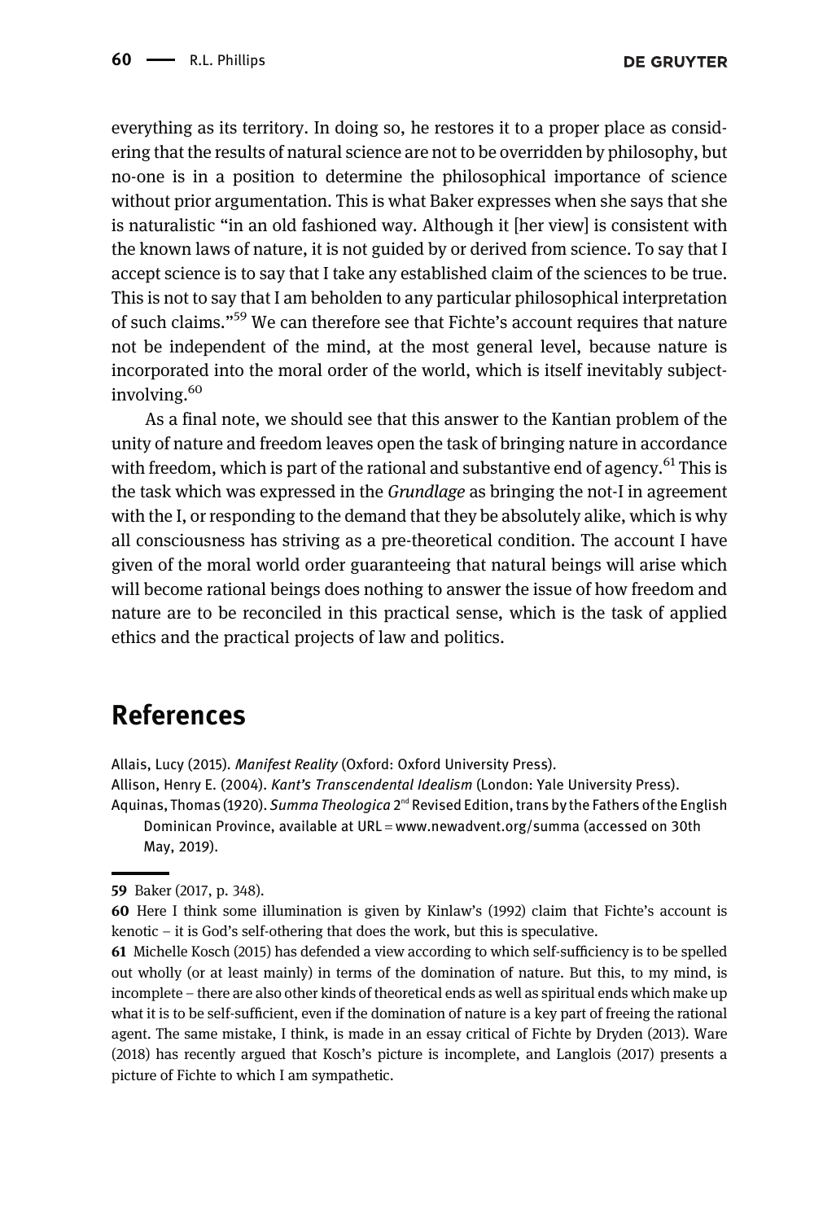everything as its territory. In doing so, he restores it to a proper place as considering that the results of natural science are not to be overridden by philosophy, but no-one is in a position to determine the philosophical importance of science without prior argumentation. This is what Baker expresses when she says that she is naturalistic "in an old fashioned way. Although it [her view] is consistent with the known laws of nature, it is not guided by or derived from science. To say that I accept science is to say that I take any established claim of the sciences to be true. This is not to say that I am beholden to any particular philosophical interpretation of such claims."[59] We can therefore see that Fichte's account requires that nature not be independent of the mind, at the most general level, because nature is incorporated into the moral order of the world, which is itself inevitably subject-involving.[60]

As a final note, we should see that this answer to the Kantian problem of the unity of nature and freedom leaves open the task of bringing nature in accordance with freedom, which is part of the rational and substantive end of agency.[61] This is the task which was expressed in the *Grundlage* as bringing the not-I in agreement with the I, or responding to the demand that they be absolutely alike, which is why all consciousness has striving as a pre-theoretical condition. The account I have given of the moral world order guaranteeing that natural beings will arise which will become rational beings does nothing to answer the issue of how freedom and nature are to be reconciled in this practical sense, which is the task of applied ethics and the practical projects of law and politics.

## References

Allais, Lucy (2015). *Manifest Reality* (Oxford: Oxford University Press).

Allison, Henry E. (2004). *Kant's Transcendental Idealism* (London: Yale University Press).

Aquinas, Thomas (1920). *Summa Theologica* 2nd Revised Edition, trans by the Fathers of the English Dominican Province, available at URL = www.newadvent.org/summa (accessed on 30th May, 2019).

---

59 Baker (2017, p. 348).

60 Here I think some illumination is given by Kinlaw's (1992) claim that Fichte's account is kenotic – it is God's self-othering that does the work, but this is speculative.

61 Michelle Kosch (2015) has defended a view according to which self-sufficiency is to be spelled out wholly (or at least mainly) in terms of the domination of nature. But this, to my mind, is incomplete – there are also other kinds of theoretical ends as well as spiritual ends which make up what it is to be self-sufficient, even if the domination of nature is a key part of freeing the rational agent. The same mistake, I think, is made in an essay critical of Fichte by Dryden (2013). Ware (2018) has recently argued that Kosch's picture is incomplete, and Langlois (2017) presents a picture of Fichte to which I am sympathetic.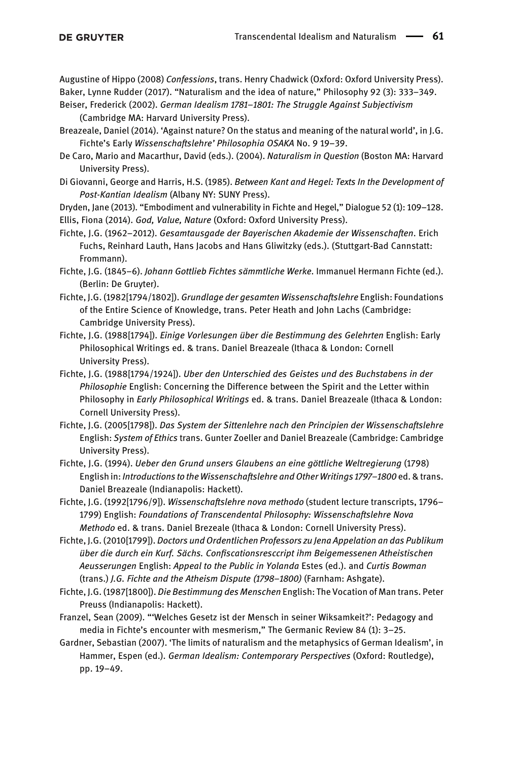Augustine of Hippo (2008) *Confessions*, trans. Henry Chadwick (Oxford: Oxford University Press).

Baker, Lynne Rudder (2017). "Naturalism and the idea of nature," Philosophy 92 (3): 333–349.

Beiser, Frederick (2002). *German Idealism 1781–1801: The Struggle Against Subjectivism* (Cambridge MA: Harvard University Press).

Breazeale, Daniel (2014). 'Against nature? On the status and meaning of the natural world', in J.G. Fichte's Early *Wissenschaftslehre' Philosophia OSAKA* No. 9 19–39.

De Caro, Mario and Macarthur, David (eds.). (2004). *Naturalism in Question* (Boston MA: Harvard University Press).

Di Giovanni, George and Harris, H.S. (1985). *Between Kant and Hegel: Texts In the Development of Post-Kantian Idealism* (Albany NY: SUNY Press).

Dryden, Jane (2013). "Embodiment and vulnerability in Fichte and Hegel," Dialogue 52 (1): 109–128.

Ellis, Fiona (2014). *God, Value, Nature* (Oxford: Oxford University Press).

Fichte, J.G. (1962–2012). *Gesamtausgade der Bayerischen Akademie der Wissenschaften*. Erich Fuchs, Reinhard Lauth, Hans Jacobs and Hans Gliwitzky (eds.). (Stuttgart-Bad Cannstatt: Frommann).

Fichte, J.G. (1845–6). *Johann Gottlieb Fichtes sämmtliche Werke.* Immanuel Hermann Fichte (ed.). (Berlin: De Gruyter).

Fichte, J.G. (1982[1794/1802]). *Grundlage der gesamten Wissenschaftslehre* English: Foundations of the Entire Science of Knowledge, trans. Peter Heath and John Lachs (Cambridge: Cambridge University Press).

Fichte, J.G. (1988[1794]). *Einige Vorlesungen über die Bestimmung des Gelehrten* English: Early Philosophical Writings ed. & trans. Daniel Breazeale (Ithaca & London: Cornell University Press).

Fichte, J.G. (1988[1794/1924]). *Uber den Unterschied des Geistes und des Buchstabens in der Philosophie* English: Concerning the Difference between the Spirit and the Letter within Philosophy in *Early Philosophical Writings* ed. & trans. Daniel Breazeale (Ithaca & London: Cornell University Press).

Fichte, J.G. (2005[1798]). *Das System der Sittenlehre nach den Principien der Wissenschaftslehre* English: *System of Ethics* trans. Gunter Zoeller and Daniel Breazeale (Cambridge: Cambridge University Press).

Fichte, J.G. (1994). *Ueber den Grund unsers Glaubens an eine göttliche Weltregierung* (1798) English in: *Introductions to the Wissenschaftslehre and Other Writings 1797–1800* ed. & trans. Daniel Breazeale (Indianapolis: Hackett).

Fichte, J.G. (1992[1796/9]). *Wissenschaftslehre nova methodo* (student lecture transcripts, 1796–1799) English: *Foundations of Transcendental Philosophy: Wissenschaftslehre Nova Methodo* ed. & trans. Daniel Brezeale (Ithaca & London: Cornell University Press).

Fichte, J.G. (2010[1799]). *Doctors und Ordentlichen Professors zu Jena Appelation an das Publikum über die durch ein Kurf. Sächs. Confiscationsresccript ihm Beigemessenen Atheistischen Aeusserungen* English: *Appeal to the Public in Yolanda* Estes (ed.). and *Curtis Bowman* (trans.) *J.G. Fichte and the Atheism Dispute (1798–1800)* (Farnham: Ashgate).

Fichte, J.G. (1987[1800]). *Die Bestimmung des Menschen* English: The Vocation of Man trans. Peter Preuss (Indianapolis: Hackett).

Franzel, Sean (2009). "'Welches Gesetz ist der Mensch in seiner Wiksamkeit?': Pedagogy and media in Fichte's encounter with mesmerism," The Germanic Review 84 (1): 3–25.

Gardner, Sebastian (2007). 'The limits of naturalism and the metaphysics of German Idealism', in Hammer, Espen (ed.). *German Idealism: Contemporary Perspectives* (Oxford: Routledge), pp. 19–49.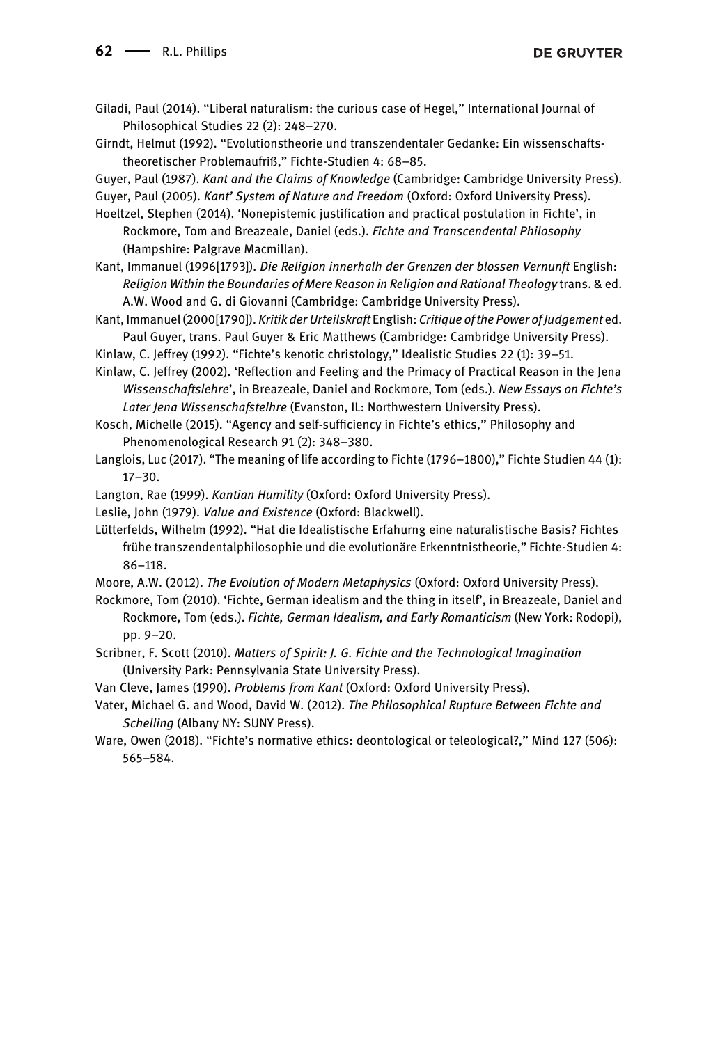Giladi, Paul (2014). "Liberal naturalism: the curious case of Hegel," International Journal of Philosophical Studies 22 (2): 248–270.

Girndt, Helmut (1992). "Evolutionstheorie und transzendentaler Gedanke: Ein wissenschaftstheoretischer Problemaufriß," Fichte-Studien 4: 68–85.

Guyer, Paul (1987). *Kant and the Claims of Knowledge* (Cambridge: Cambridge University Press).

Guyer, Paul (2005). *Kant' System of Nature and Freedom* (Oxford: Oxford University Press).

Hoeltzel, Stephen (2014). 'Nonepistemic justification and practical postulation in Fichte', in Rockmore, Tom and Breazeale, Daniel (eds.). *Fichte and Transcendental Philosophy* (Hampshire: Palgrave Macmillan).

Kant, Immanuel (1996[1793]). *Die Religion innerhalh der Grenzen der blossen Vernunft* English: *Religion Within the Boundaries of Mere Reason in Religion and Rational Theology* trans. & ed. A.W. Wood and G. di Giovanni (Cambridge: Cambridge University Press).

Kant, Immanuel (2000[1790]). *Kritik der Urteilskraft* English: *Critique of the Power of Judgement* ed. Paul Guyer, trans. Paul Guyer & Eric Matthews (Cambridge: Cambridge University Press).

Kinlaw, C. Jeffrey (1992). "Fichte's kenotic christology," Idealistic Studies 22 (1): 39–51.

Kinlaw, C. Jeffrey (2002). 'Reflection and Feeling and the Primacy of Practical Reason in the Jena *Wissenschaftslehre*', in Breazeale, Daniel and Rockmore, Tom (eds.). *New Essays on Fichte's Later Jena Wissenschafstelhre* (Evanston, IL: Northwestern University Press).

Kosch, Michelle (2015). "Agency and self-sufficiency in Fichte's ethics," Philosophy and Phenomenological Research 91 (2): 348–380.

Langlois, Luc (2017). "The meaning of life according to Fichte (1796–1800)," Fichte Studien 44 (1): 17–30.

Langton, Rae (1999). *Kantian Humility* (Oxford: Oxford University Press).

Leslie, John (1979). *Value and Existence* (Oxford: Blackwell).

Lütterfelds, Wilhelm (1992). "Hat die Idealistische Erfahurng eine naturalistische Basis? Fichtes frühe transzendentalphilosophie und die evolutionäre Erkenntnistheorie," Fichte-Studien 4: 86–118.

Moore, A.W. (2012). *The Evolution of Modern Metaphysics* (Oxford: Oxford University Press).

Rockmore, Tom (2010). 'Fichte, German idealism and the thing in itself', in Breazeale, Daniel and Rockmore, Tom (eds.). *Fichte, German Idealism, and Early Romanticism* (New York: Rodopi), pp. 9–20.

Scribner, F. Scott (2010). *Matters of Spirit: J. G. Fichte and the Technological Imagination* (University Park: Pennsylvania State University Press).

Van Cleve, James (1990). *Problems from Kant* (Oxford: Oxford University Press).

Vater, Michael G. and Wood, David W. (2012). *The Philosophical Rupture Between Fichte and Schelling* (Albany NY: SUNY Press).

Ware, Owen (2018). "Fichte's normative ethics: deontological or teleological?," Mind 127 (506): 565–584.